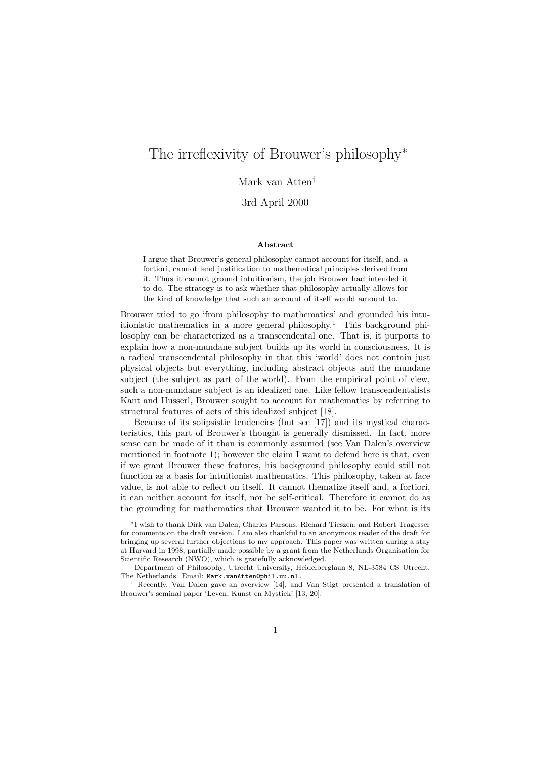# The irreflexivity of Brouwer's philosophy*

Mark van Atten†

3rd April 2000

### Abstract

I argue that Brouwer's general philosophy cannot account for itself, and, a fortiori, cannot lend justification to mathematical principles derived from it. Thus it cannot ground intuitionism, the job Brouwer had intended it to do. The strategy is to ask whether that philosophy actually allows for the kind of knowledge that such an account of itself would amount to.

Brouwer tried to go 'from philosophy to mathematics' and grounded his intuitionistic mathematics in a more general philosophy.[1] This background philosophy can be characterized as a transcendental one. That is, it purports to explain how a non-mundane subject builds up its world in consciousness. It is a radical transcendental philosophy in that this 'world' does not contain just physical objects but everything, including abstract objects and the mundane subject (the subject as part of the world). From the empirical point of view, such a non-mundane subject is an idealized one. Like fellow transcendentalists Kant and Husserl, Brouwer sought to account for mathematics by referring to structural features of acts of this idealized subject [18].

Because of its solipsistic tendencies (but see [17]) and its mystical characteristics, this part of Brouwer's thought is generally dismissed. In fact, more sense can be made of it than is commonly assumed (see Van Dalen's overview mentioned in footnote 1); however the claim I want to defend here is that, even if we grant Brouwer these features, his background philosophy could still not function as a basis for intuitionist mathematics. This philosophy, taken at face value, is not able to reflect on itself. It cannot thematize itself and, a fortiori, it can neither account for itself, nor be self-critical. Therefore it cannot do as the grounding for mathematics that Brouwer wanted it to be. For what is its

---

*I wish to thank Dirk van Dalen, Charles Parsons, Richard Tieszen, and Robert Tragesser for comments on the draft version. I am also thankful to an anonymous reader of the draft for bringing up several further objections to my approach. This paper was written during a stay at Harvard in 1998, partially made possible by a grant from the Netherlands Organisation for Scientific Research (NWO), which is gratefully acknowledged.

†Department of Philosophy, Utrecht University, Heidelberglaan 8, NL-3584 CS Utrecht, The Netherlands. Email: Mark.vanAtten@phil.uu.nl.

[1] Recently, Van Dalen gave an overview [14], and Van Stigt presented a translation of Brouwer's seminal paper 'Leven, Kunst en Mystiek' [13, 20].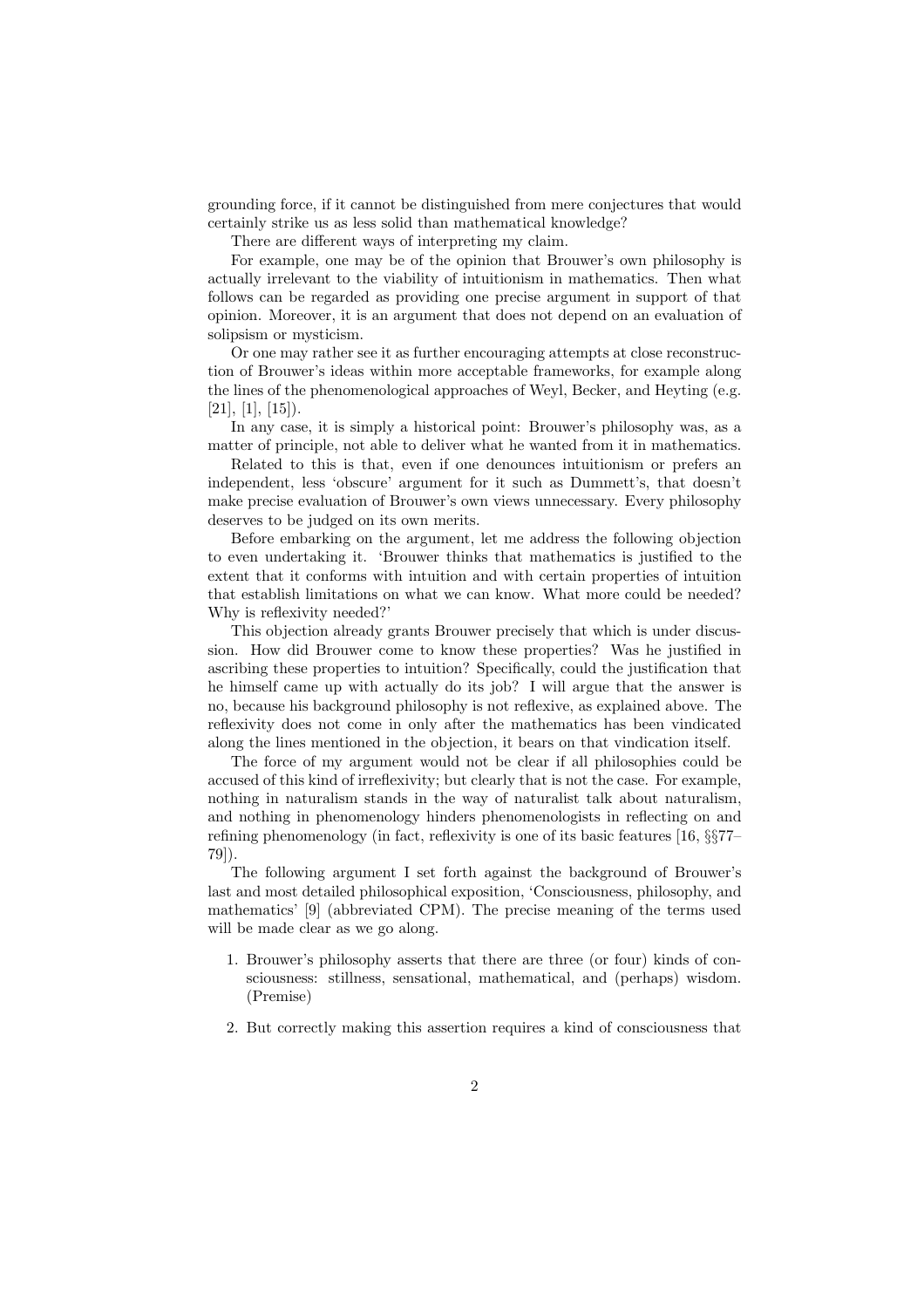grounding force, if it cannot be distinguished from mere conjectures that would certainly strike us as less solid than mathematical knowledge?

There are different ways of interpreting my claim.

For example, one may be of the opinion that Brouwer's own philosophy is actually irrelevant to the viability of intuitionism in mathematics. Then what follows can be regarded as providing one precise argument in support of that opinion. Moreover, it is an argument that does not depend on an evaluation of solipsism or mysticism.

Or one may rather see it as further encouraging attempts at close reconstruction of Brouwer's ideas within more acceptable frameworks, for example along the lines of the phenomenological approaches of Weyl, Becker, and Heyting (e.g. [21], [1], [15]).

In any case, it is simply a historical point: Brouwer's philosophy was, as a matter of principle, not able to deliver what he wanted from it in mathematics.

Related to this is that, even if one denounces intuitionism or prefers an independent, less 'obscure' argument for it such as Dummett's, that doesn't make precise evaluation of Brouwer's own views unnecessary. Every philosophy deserves to be judged on its own merits.

Before embarking on the argument, let me address the following objection to even undertaking it. 'Brouwer thinks that mathematics is justified to the extent that it conforms with intuition and with certain properties of intuition that establish limitations on what we can know. What more could be needed? Why is reflexivity needed?'

This objection already grants Brouwer precisely that which is under discussion. How did Brouwer come to know these properties? Was he justified in ascribing these properties to intuition? Specifically, could the justification that he himself came up with actually do its job? I will argue that the answer is no, because his background philosophy is not reflexive, as explained above. The reflexivity does not come in only after the mathematics has been vindicated along the lines mentioned in the objection, it bears on that vindication itself.

The force of my argument would not be clear if all philosophies could be accused of this kind of irreflexivity; but clearly that is not the case. For example, nothing in naturalism stands in the way of naturalist talk about naturalism, and nothing in phenomenology hinders phenomenologists in reflecting on and refining phenomenology (in fact, reflexivity is one of its basic features [16, §§77–79]).

The following argument I set forth against the background of Brouwer's last and most detailed philosophical exposition, 'Consciousness, philosophy, and mathematics' [9] (abbreviated CPM). The precise meaning of the terms used will be made clear as we go along.

1. Brouwer's philosophy asserts that there are three (or four) kinds of consciousness: stillness, sensational, mathematical, and (perhaps) wisdom. (Premise)
2. But correctly making this assertion requires a kind of consciousness that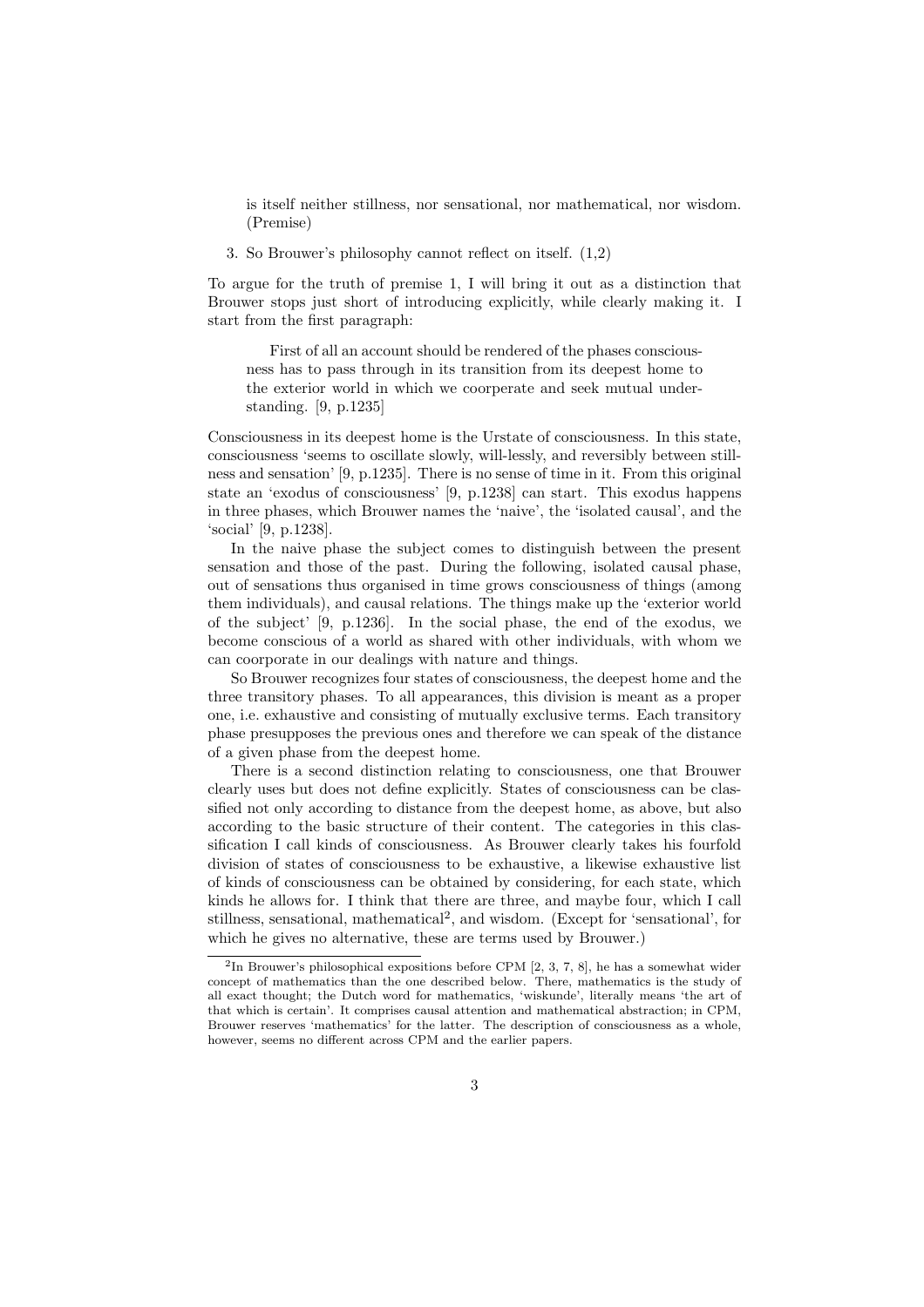is itself neither stillness, nor sensational, nor mathematical, nor wisdom. (Premise)

3. So Brouwer's philosophy cannot reflect on itself. (1,2)

To argue for the truth of premise 1, I will bring it out as a distinction that Brouwer stops just short of introducing explicitly, while clearly making it. I start from the first paragraph:

> First of all an account should be rendered of the phases consciousness has to pass through in its transition from its deepest home to the exterior world in which we coorperate and seek mutual understanding. [9, p.1235]

Consciousness in its deepest home is the Urstate of consciousness. In this state, consciousness 'seems to oscillate slowly, will-lessly, and reversibly between stillness and sensation' [9, p.1235]. There is no sense of time in it. From this original state an 'exodus of consciousness' [9, p.1238] can start. This exodus happens in three phases, which Brouwer names the 'naive', the 'isolated causal', and the 'social' [9, p.1238].

In the naive phase the subject comes to distinguish between the present sensation and those of the past. During the following, isolated causal phase, out of sensations thus organised in time grows consciousness of things (among them individuals), and causal relations. The things make up the 'exterior world of the subject' [9, p.1236]. In the social phase, the end of the exodus, we become conscious of a world as shared with other individuals, with whom we can coorporate in our dealings with nature and things.

So Brouwer recognizes four states of consciousness, the deepest home and the three transitory phases. To all appearances, this division is meant as a proper one, i.e. exhaustive and consisting of mutually exclusive terms. Each transitory phase presupposes the previous ones and therefore we can speak of the distance of a given phase from the deepest home.

There is a second distinction relating to consciousness, one that Brouwer clearly uses but does not define explicitly. States of consciousness can be classified not only according to distance from the deepest home, as above, but also according to the basic structure of their content. The categories in this classification I call kinds of consciousness. As Brouwer clearly takes his fourfold division of states of consciousness to be exhaustive, a likewise exhaustive list of kinds of consciousness can be obtained by considering, for each state, which kinds he allows for. I think that there are three, and maybe four, which I call stillness, sensational, mathematical[2], and wisdom. (Except for 'sensational', for which he gives no alternative, these are terms used by Brouwer.)

[2] In Brouwer's philosophical expositions before CPM [2, 3, 7, 8], he has a somewhat wider concept of mathematics than the one described below. There, mathematics is the study of all exact thought; the Dutch word for mathematics, 'wiskunde', literally means 'the art of that which is certain'. It comprises causal attention and mathematical abstraction; in CPM, Brouwer reserves 'mathematics' for the latter. The description of consciousness as a whole, however, seems no different across CPM and the earlier papers.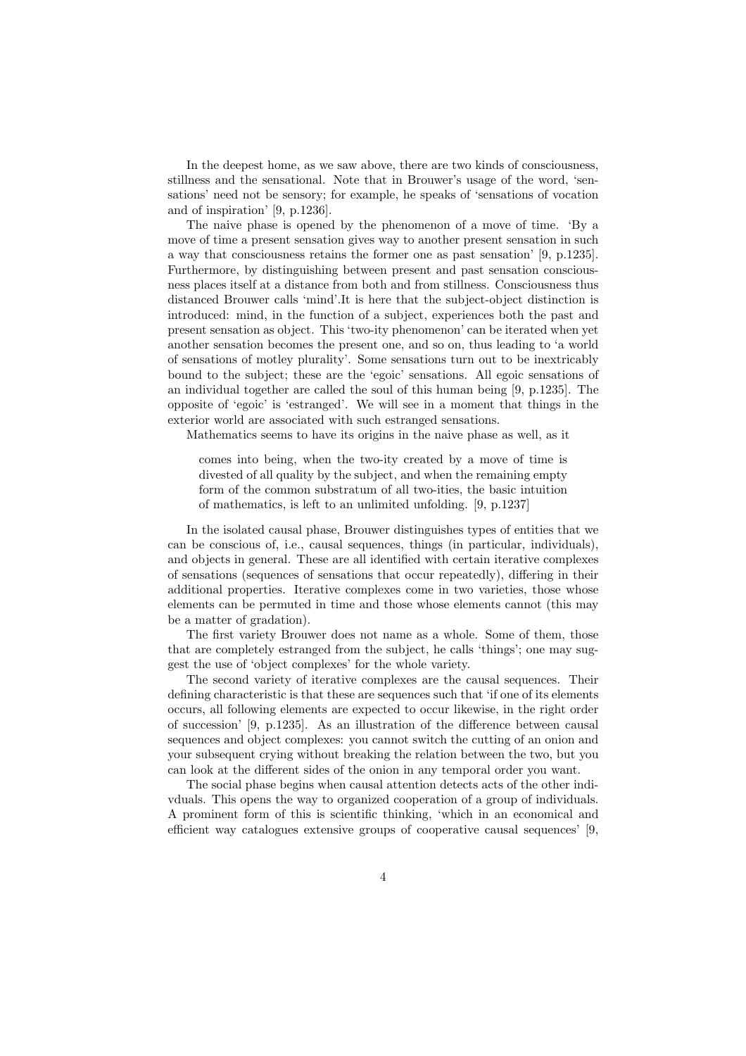In the deepest home, as we saw above, there are two kinds of consciousness, stillness and the sensational. Note that in Brouwer's usage of the word, 'sensations' need not be sensory; for example, he speaks of 'sensations of vocation and of inspiration' [9, p.1236].

The naive phase is opened by the phenomenon of a move of time. 'By a move of time a present sensation gives way to another present sensation in such a way that consciousness retains the former one as past sensation' [9, p.1235]. Furthermore, by distinguishing between present and past sensation consciousness places itself at a distance from both and from stillness. Consciousness thus distanced Brouwer calls 'mind'.It is here that the subject-object distinction is introduced: mind, in the function of a subject, experiences both the past and present sensation as object. This 'two-ity phenomenon' can be iterated when yet another sensation becomes the present one, and so on, thus leading to 'a world of sensations of motley plurality'. Some sensations turn out to be inextricably bound to the subject; these are the 'egoic' sensations. All egoic sensations of an individual together are called the soul of this human being [9, p.1235]. The opposite of 'egoic' is 'estranged'. We will see in a moment that things in the exterior world are associated with such estranged sensations.

Mathematics seems to have its origins in the naive phase as well, as it

> comes into being, when the two-ity created by a move of time is divested of all quality by the subject, and when the remaining empty form of the common substratum of all two-ities, the basic intuition of mathematics, is left to an unlimited unfolding. [9, p.1237]

In the isolated causal phase, Brouwer distinguishes types of entities that we can be conscious of, i.e., causal sequences, things (in particular, individuals), and objects in general. These are all identified with certain iterative complexes of sensations (sequences of sensations that occur repeatedly), differing in their additional properties. Iterative complexes come in two varieties, those whose elements can be permuted in time and those whose elements cannot (this may be a matter of gradation).

The first variety Brouwer does not name as a whole. Some of them, those that are completely estranged from the subject, he calls 'things'; one may suggest the use of 'object complexes' for the whole variety.

The second variety of iterative complexes are the causal sequences. Their defining characteristic is that these are sequences such that 'if one of its elements occurs, all following elements are expected to occur likewise, in the right order of succession' [9, p.1235]. As an illustration of the difference between causal sequences and object complexes: you cannot switch the cutting of an onion and your subsequent crying without breaking the relation between the two, but you can look at the different sides of the onion in any temporal order you want.

The social phase begins when causal attention detects acts of the other indivduals. This opens the way to organized cooperation of a group of individuals. A prominent form of this is scientific thinking, 'which in an economical and efficient way catalogues extensive groups of cooperative causal sequences' [9,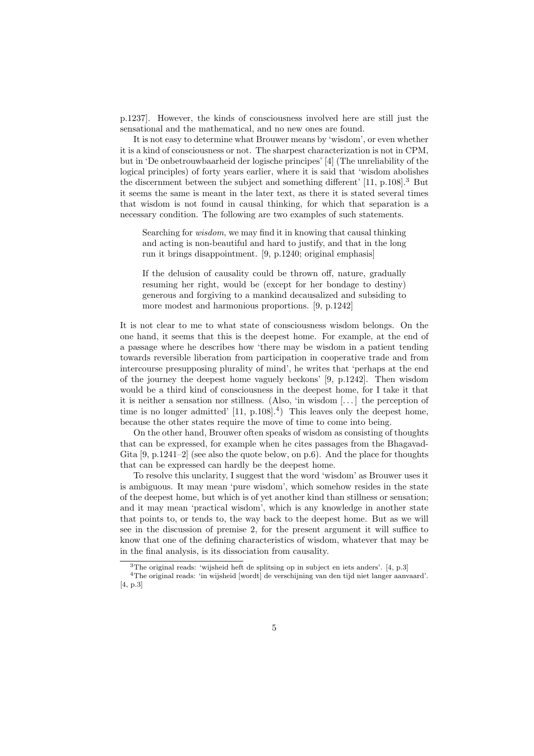p.1237]. However, the kinds of consciousness involved here are still just the sensational and the mathematical, and no new ones are found.

It is not easy to determine what Brouwer means by 'wisdom', or even whether it is a kind of consciousness or not. The sharpest characterization is not in CPM, but in 'De onbetrouwbaarheid der logische principes' [4] (The unreliability of the logical principles) of forty years earlier, where it is said that 'wisdom abolishes the discernment between the subject and something different' [11, p.108].[3] But it seems the same is meant in the later text, as there it is stated several times that wisdom is not found in causal thinking, for which that separation is a necessary condition. The following are two examples of such statements.

> Searching for *wisdom*, we may find it in knowing that causal thinking and acting is non-beautiful and hard to justify, and that in the long run it brings disappointment. [9, p.1240; original emphasis]

> If the delusion of causality could be thrown off, nature, gradually resuming her right, would be (except for her bondage to destiny) generous and forgiving to a mankind decausalized and subsiding to more modest and harmonious proportions. [9, p.1242]

It is not clear to me to what state of consciousness wisdom belongs. On the one hand, it seems that this is the deepest home. For example, at the end of a passage where he describes how 'there may be wisdom in a patient tending towards reversible liberation from participation in cooperative trade and from intercourse presupposing plurality of mind', he writes that 'perhaps at the end of the journey the deepest home vaguely beckons' [9, p.1242]. Then wisdom would be a third kind of consciousness in the deepest home, for I take it that it is neither a sensation nor stillness. (Also, 'in wisdom [...] the perception of time is no longer admitted' [11, p.108].[4]) This leaves only the deepest home, because the other states require the move of time to come into being.

On the other hand, Brouwer often speaks of wisdom as consisting of thoughts that can be expressed, for example when he cites passages from the Bhagavad-Gita [9, p.1241–2] (see also the quote below, on p.6). And the place for thoughts that can be expressed can hardly be the deepest home.

To resolve this unclarity, I suggest that the word 'wisdom' as Brouwer uses it is ambiguous. It may mean 'pure wisdom', which somehow resides in the state of the deepest home, but which is of yet another kind than stillness or sensation; and it may mean 'practical wisdom', which is any knowledge in another state that points to, or tends to, the way back to the deepest home. But as we will see in the discussion of premise 2, for the present argument it will suffice to know that one of the defining characteristics of wisdom, whatever that may be in the final analysis, is its dissociation from causality.

---

[3] The original reads: 'wijsheid heft de splitsing op in subject en iets anders'. [4, p.3]

[4] The original reads: 'in wijsheid [wordt] de verschijning van den tijd niet langer aanvaard'. [4, p.3]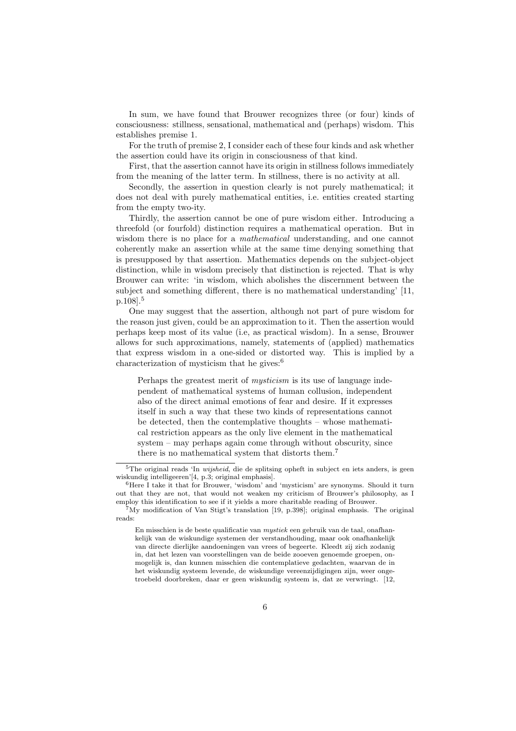In sum, we have found that Brouwer recognizes three (or four) kinds of consciousness: stillness, sensational, mathematical and (perhaps) wisdom. This establishes premise 1.

For the truth of premise 2, I consider each of these four kinds and ask whether the assertion could have its origin in consciousness of that kind.

First, that the assertion cannot have its origin in stillness follows immediately from the meaning of the latter term. In stillness, there is no activity at all.

Secondly, the assertion in question clearly is not purely mathematical; it does not deal with purely mathematical entities, i.e. entities created starting from the empty two-ity.

Thirdly, the assertion cannot be one of pure wisdom either. Introducing a threefold (or fourfold) distinction requires a mathematical operation. But in wisdom there is no place for a *mathematical* understanding, and one cannot coherently make an assertion while at the same time denying something that is presupposed by that assertion. Mathematics depends on the subject-object distinction, while in wisdom precisely that distinction is rejected. That is why Brouwer can write: 'in wisdom, which abolishes the discernment between the subject and something different, there is no mathematical understanding' [11, p.108].[5]

One may suggest that the assertion, although not part of pure wisdom for the reason just given, could be an approximation to it. Then the assertion would perhaps keep most of its value (i.e, as practical wisdom). In a sense, Brouwer allows for such approximations, namely, statements of (applied) mathematics that express wisdom in a one-sided or distorted way. This is implied by a characterization of mysticism that he gives:[6]

> Perhaps the greatest merit of *mysticism* is its use of language independent of mathematical systems of human collusion, independent also of the direct animal emotions of fear and desire. If it expresses itself in such a way that these two kinds of representations cannot be detected, then the contemplative thoughts – whose mathematical restriction appears as the only live element in the mathematical system – may perhaps again come through without obscurity, since there is no mathematical system that distorts them.[7]

[5] The original reads 'In *wijsheid*, die de splitsing opheft in subject en iets anders, is geen wiskundig intelligeeren'[4, p.3; original emphasis].

[6] Here I take it that for Brouwer, 'wisdom' and 'mysticism' are synonyms. Should it turn out that they are not, that would not weaken my criticism of Brouwer's philosophy, as I employ this identification to see if it yields a more charitable reading of Brouwer.

[7] My modification of Van Stigt's translation [19, p.398]; original emphasis. The original reads:

> En misschien is de beste qualificatie van *mystiek* een gebruik van de taal, onafhankelijk van de wiskundige systemen der verstandhouding, maar ook onafhankelijk van directe dierlijke aandoeningen van vrees of begeerte. Kleedt zij zich zodanig in, dat het lezen van voorstellingen van de beide zooeven genoemde groepen, onmogelijk is, dan kunnen misschien die contemplatieve gedachten, waarvan de in het wiskundig systeem levende, de wiskundige vereenzijdigingen zijn, weer ongetroebeld doorbreken, daar er geen wiskundig systeem is, dat ze verwringt. [12,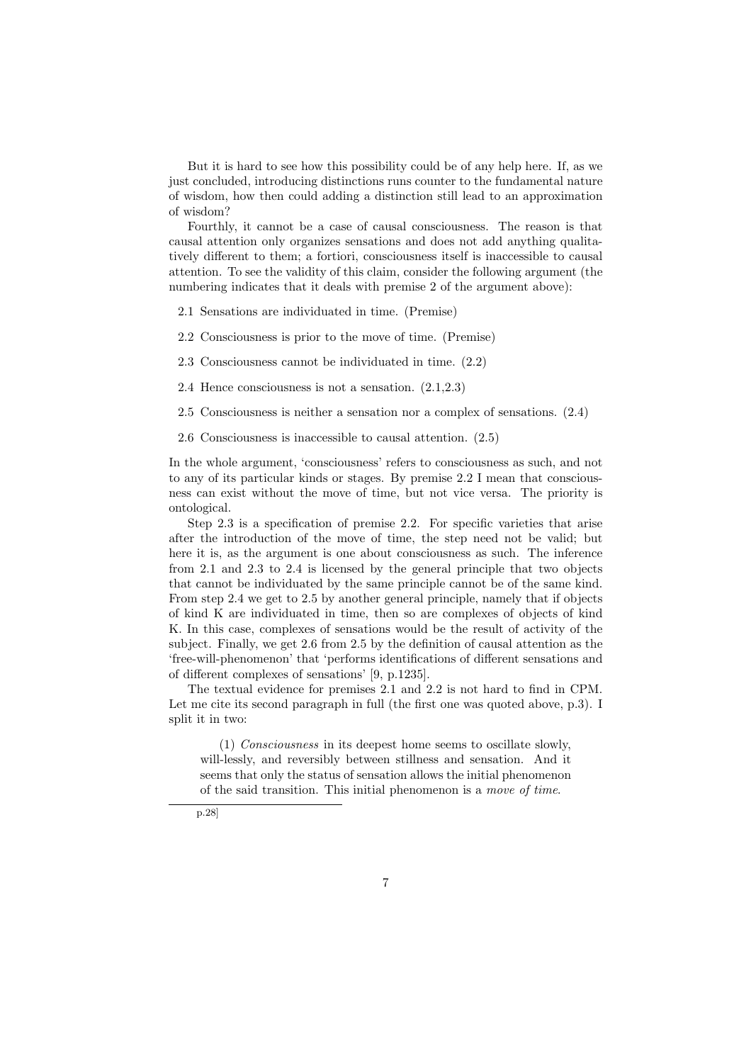But it is hard to see how this possibility could be of any help here. If, as we just concluded, introducing distinctions runs counter to the fundamental nature of wisdom, how then could adding a distinction still lead to an approximation of wisdom?

Fourthly, it cannot be a case of causal consciousness. The reason is that causal attention only organizes sensations and does not add anything qualitatively different to them; a fortiori, consciousness itself is inaccessible to causal attention. To see the validity of this claim, consider the following argument (the numbering indicates that it deals with premise 2 of the argument above):

2.1 Sensations are individuated in time. (Premise)

2.2 Consciousness is prior to the move of time. (Premise)

2.3 Consciousness cannot be individuated in time. (2.2)

2.4 Hence consciousness is not a sensation. (2.1,2.3)

2.5 Consciousness is neither a sensation nor a complex of sensations. (2.4)

2.6 Consciousness is inaccessible to causal attention. (2.5)

In the whole argument, 'consciousness' refers to consciousness as such, and not to any of its particular kinds or stages. By premise 2.2 I mean that consciousness can exist without the move of time, but not vice versa. The priority is ontological.

Step 2.3 is a specification of premise 2.2. For specific varieties that arise after the introduction of the move of time, the step need not be valid; but here it is, as the argument is one about consciousness as such. The inference from 2.1 and 2.3 to 2.4 is licensed by the general principle that two objects that cannot be individuated by the same principle cannot be of the same kind. From step 2.4 we get to 2.5 by another general principle, namely that if objects of kind K are individuated in time, then so are complexes of objects of kind K. In this case, complexes of sensations would be the result of activity of the subject. Finally, we get 2.6 from 2.5 by the definition of causal attention as the 'free-will-phenomenon' that 'performs identifications of different sensations and of different complexes of sensations' [9, p.1235].

The textual evidence for premises 2.1 and 2.2 is not hard to find in CPM. Let me cite its second paragraph in full (the first one was quoted above, p.3). I split it in two:

> (1) *Consciousness* in its deepest home seems to oscillate slowly, will-lessly, and reversibly between stillness and sensation. And it seems that only the status of sensation allows the initial phenomenon of the said transition. This initial phenomenon is a *move of time*.

p.28]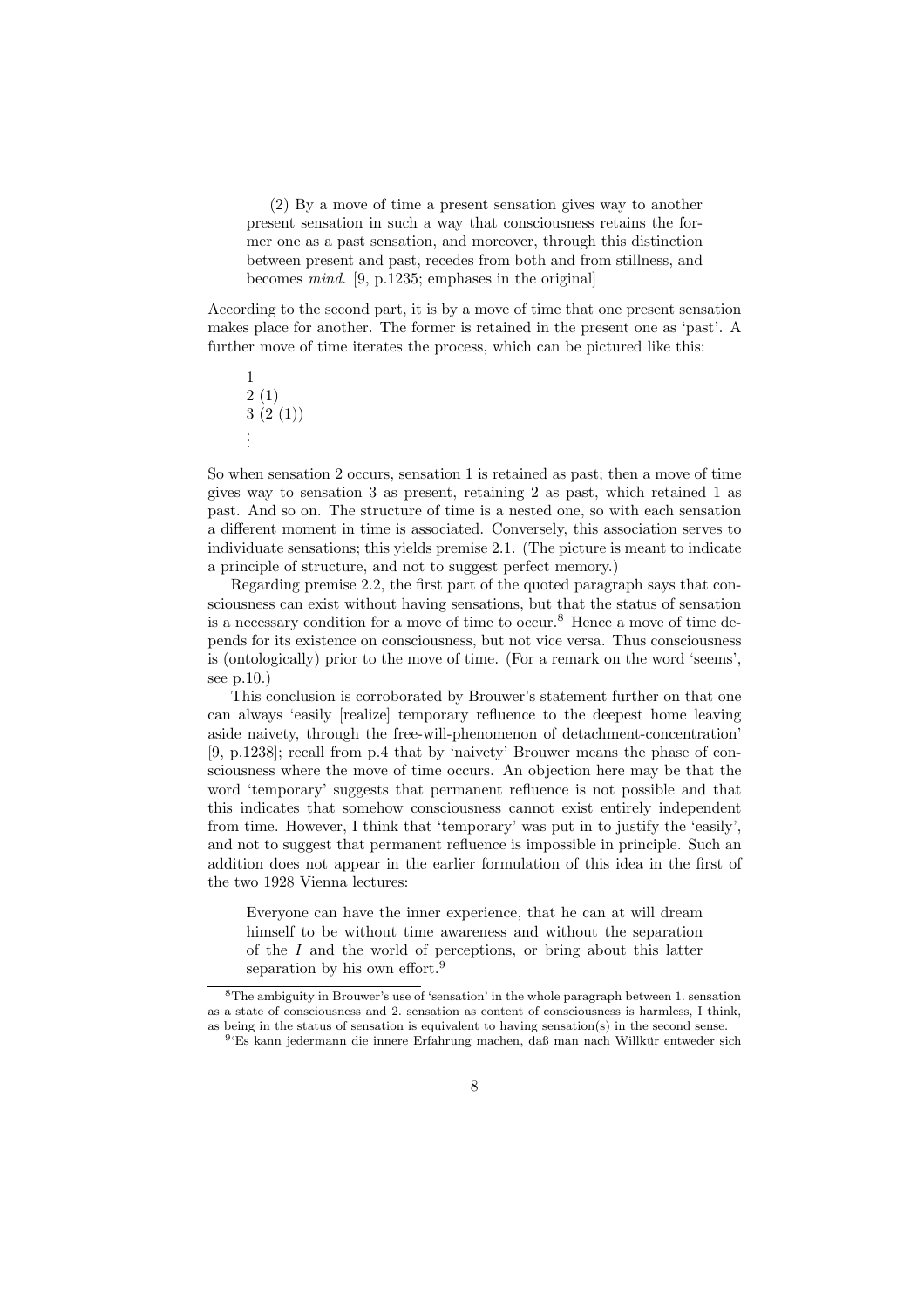> (2) By a move of time a present sensation gives way to another present sensation in such a way that consciousness retains the former one as a past sensation, and moreover, through this distinction between present and past, recedes from both and from stillness, and becomes *mind*. [9, p.1235; emphases in the original]

According to the second part, it is by a move of time that one present sensation makes place for another. The former is retained in the present one as 'past'. A further move of time iterates the process, which can be pictured like this:

> 1
> 2 (1)
> 3 (2 (1))
> ⋮

So when sensation 2 occurs, sensation 1 is retained as past; then a move of time gives way to sensation 3 as present, retaining 2 as past, which retained 1 as past. And so on. The structure of time is a nested one, so with each sensation a different moment in time is associated. Conversely, this association serves to individuate sensations; this yields premise 2.1. (The picture is meant to indicate a principle of structure, and not to suggest perfect memory.)

Regarding premise 2.2, the first part of the quoted paragraph says that consciousness can exist without having sensations, but that the status of sensation is a necessary condition for a move of time to occur.[8] Hence a move of time depends for its existence on consciousness, but not vice versa. Thus consciousness is (ontologically) prior to the move of time. (For a remark on the word 'seems', see p.10.)

This conclusion is corroborated by Brouwer's statement further on that one can always 'easily [realize] temporary refluence to the deepest home leaving aside naivety, through the free-will-phenomenon of detachment-concentration' [9, p.1238]; recall from p.4 that by 'naivety' Brouwer means the phase of consciousness where the move of time occurs. An objection here may be that the word 'temporary' suggests that permanent refluence is not possible and that this indicates that somehow consciousness cannot exist entirely independent from time. However, I think that 'temporary' was put in to justify the 'easily', and not to suggest that permanent refluence is impossible in principle. Such an addition does not appear in the earlier formulation of this idea in the first of the two 1928 Vienna lectures:

> Everyone can have the inner experience, that he can at will dream himself to be without time awareness and without the separation of the *I* and the world of perceptions, or bring about this latter separation by his own effort.[9]

[8] The ambiguity in Brouwer's use of 'sensation' in the whole paragraph between 1. sensation as a state of consciousness and 2. sensation as content of consciousness is harmless, I think, as being in the status of sensation is equivalent to having sensation(s) in the second sense.

[9] 'Es kann jedermann die innere Erfahrung machen, daß man nach Willkür entweder sich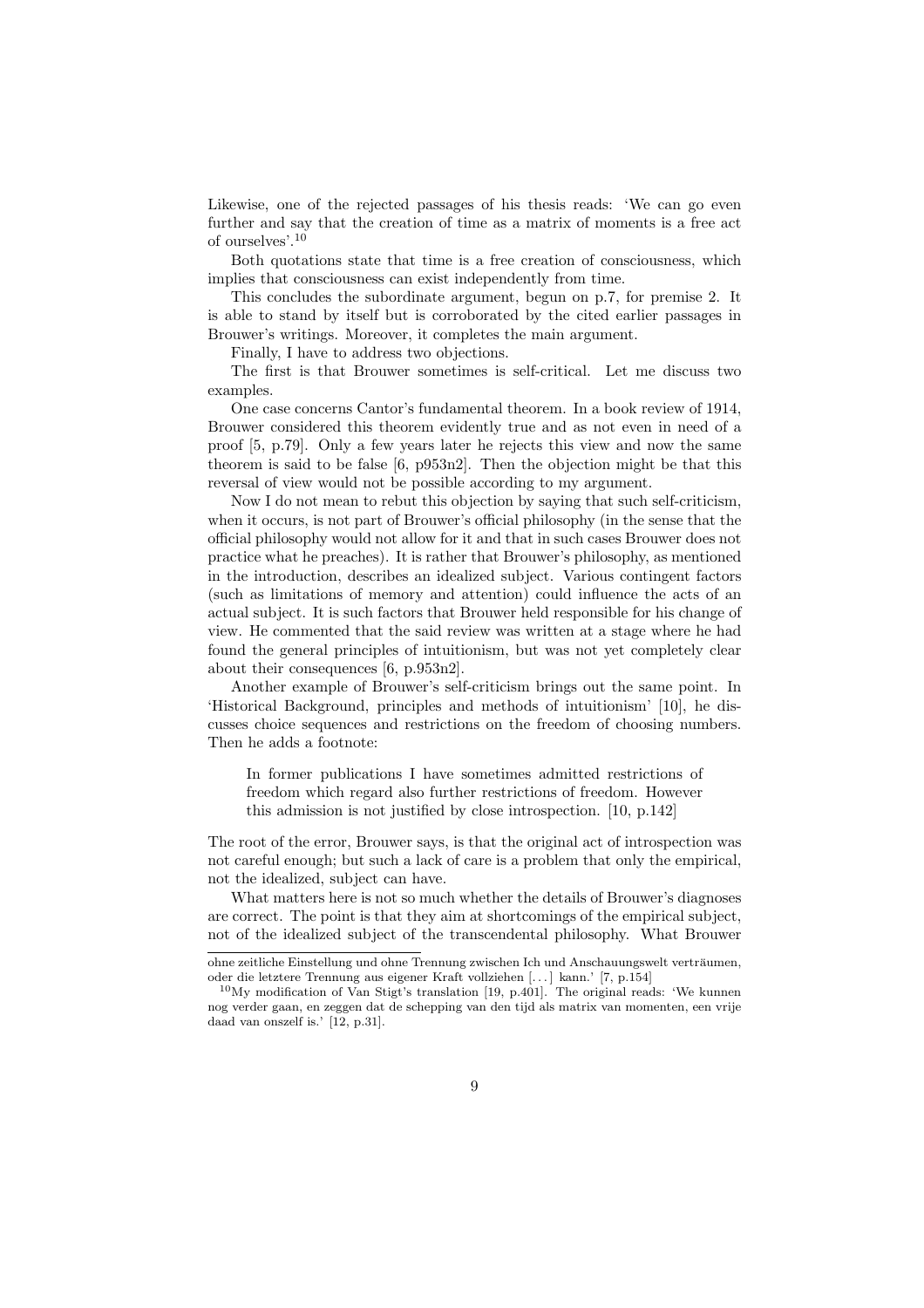Likewise, one of the rejected passages of his thesis reads: 'We can go even further and say that the creation of time as a matrix of moments is a free act of ourselves'.[10]

Both quotations state that time is a free creation of consciousness, which implies that consciousness can exist independently from time.

This concludes the subordinate argument, begun on p.7, for premise 2. It is able to stand by itself but is corroborated by the cited earlier passages in Brouwer's writings. Moreover, it completes the main argument.

Finally, I have to address two objections.

The first is that Brouwer sometimes is self-critical. Let me discuss two examples.

One case concerns Cantor's fundamental theorem. In a book review of 1914, Brouwer considered this theorem evidently true and as not even in need of a proof [5, p.79]. Only a few years later he rejects this view and now the same theorem is said to be false [6, p953n2]. Then the objection might be that this reversal of view would not be possible according to my argument.

Now I do not mean to rebut this objection by saying that such self-criticism, when it occurs, is not part of Brouwer's official philosophy (in the sense that the official philosophy would not allow for it and that in such cases Brouwer does not practice what he preaches). It is rather that Brouwer's philosophy, as mentioned in the introduction, describes an idealized subject. Various contingent factors (such as limitations of memory and attention) could influence the acts of an actual subject. It is such factors that Brouwer held responsible for his change of view. He commented that the said review was written at a stage where he had found the general principles of intuitionism, but was not yet completely clear about their consequences [6, p.953n2].

Another example of Brouwer's self-criticism brings out the same point. In 'Historical Background, principles and methods of intuitionism' [10], he discusses choice sequences and restrictions on the freedom of choosing numbers. Then he adds a footnote:

> In former publications I have sometimes admitted restrictions of freedom which regard also further restrictions of freedom. However this admission is not justified by close introspection. [10, p.142]

The root of the error, Brouwer says, is that the original act of introspection was not careful enough; but such a lack of care is a problem that only the empirical, not the idealized, subject can have.

What matters here is not so much whether the details of Brouwer's diagnoses are correct. The point is that they aim at shortcomings of the empirical subject, not of the idealized subject of the transcendental philosophy. What Brouwer

---

ohne zeitliche Einstellung und ohne Trennung zwischen Ich und Anschauungswelt verträumen, oder die letztere Trennung aus eigener Kraft vollziehen [...] kann.' [7, p.154]

[10] My modification of Van Stigt's translation [19, p.401]. The original reads: 'We kunnen nog verder gaan, en zeggen dat de schepping van den tijd als matrix van momenten, een vrije daad van onszelf is.' [12, p.31].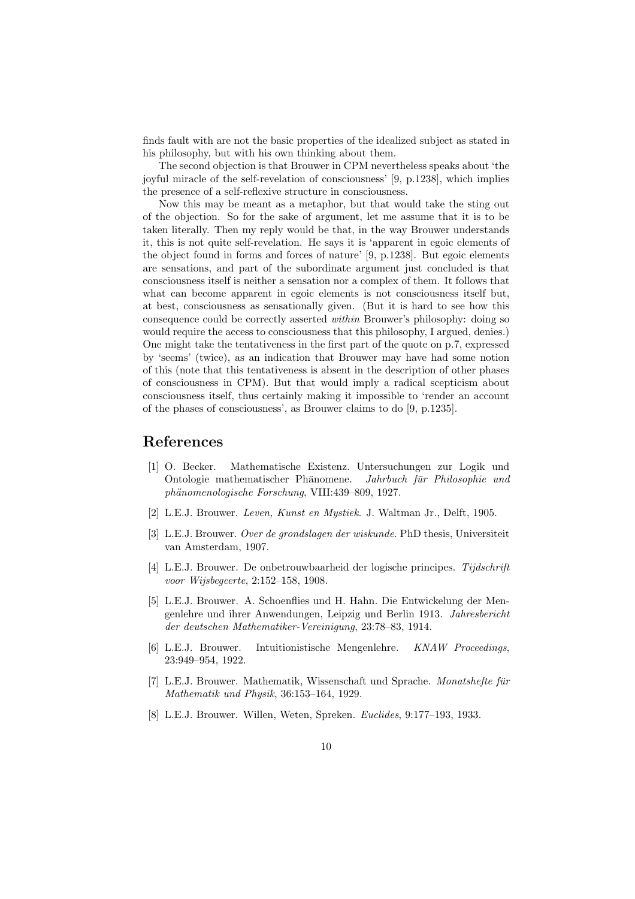finds fault with are not the basic properties of the idealized subject as stated in his philosophy, but with his own thinking about them.

The second objection is that Brouwer in CPM nevertheless speaks about 'the joyful miracle of the self-revelation of consciousness' [9, p.1238], which implies the presence of a self-reflexive structure in consciousness.

Now this may be meant as a metaphor, but that would take the sting out of the objection. So for the sake of argument, let me assume that it is to be taken literally. Then my reply would be that, in the way Brouwer understands it, this is not quite self-revelation. He says it is 'apparent in egoic elements of the object found in forms and forces of nature' [9, p.1238]. But egoic elements are sensations, and part of the subordinate argument just concluded is that consciousness itself is neither a sensation nor a complex of them. It follows that what can become apparent in egoic elements is not consciousness itself but, at best, consciousness as sensationally given. (But it is hard to see how this consequence could be correctly asserted *within* Brouwer's philosophy: doing so would require the access to consciousness that this philosophy, I argued, denies.) One might take the tentativeness in the first part of the quote on p.7, expressed by 'seems' (twice), as an indication that Brouwer may have had some notion of this (note that this tentativeness is absent in the description of other phases of consciousness in CPM). But that would imply a radical scepticism about consciousness itself, thus certainly making it impossible to 'render an account of the phases of consciousness', as Brouwer claims to do [9, p.1235].

## References

[1] O. Becker. Mathematische Existenz. Untersuchungen zur Logik und Ontologie mathematischer Phänomene. *Jahrbuch für Philosophie und phänomenologische Forschung*, VIII:439–809, 1927.

[2] L.E.J. Brouwer. *Leven, Kunst en Mystiek*. J. Waltman Jr., Delft, 1905.

[3] L.E.J. Brouwer. *Over de grondslagen der wiskunde*. PhD thesis, Universiteit van Amsterdam, 1907.

[4] L.E.J. Brouwer. De onbetrouwbaarheid der logische principes. *Tijdschrift voor Wijsbegeerte*, 2:152–158, 1908.

[5] L.E.J. Brouwer. A. Schoenflies und H. Hahn. Die Entwickelung der Mengenlehre und ihrer Anwendungen, Leipzig und Berlin 1913. *Jahresbericht der deutschen Mathematiker-Vereinigung*, 23:78–83, 1914.

[6] L.E.J. Brouwer. Intuitionistische Mengenlehre. *KNAW Proceedings*, 23:949–954, 1922.

[7] L.E.J. Brouwer. Mathematik, Wissenschaft und Sprache. *Monatshefte für Mathematik und Physik*, 36:153–164, 1929.

[8] L.E.J. Brouwer. Willen, Weten, Spreken. *Euclides*, 9:177–193, 1933.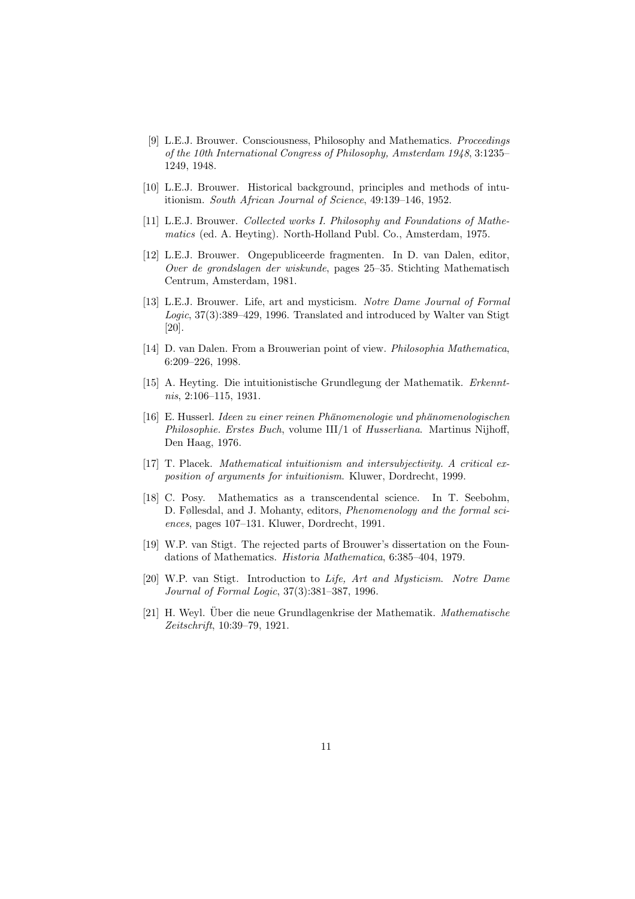[9] L.E.J. Brouwer. Consciousness, Philosophy and Mathematics. *Proceedings of the 10th International Congress of Philosophy, Amsterdam 1948*, 3:1235–1249, 1948.

[10] L.E.J. Brouwer. Historical background, principles and methods of intuitionism. *South African Journal of Science*, 49:139–146, 1952.

[11] L.E.J. Brouwer. *Collected works I. Philosophy and Foundations of Mathematics* (ed. A. Heyting). North-Holland Publ. Co., Amsterdam, 1975.

[12] L.E.J. Brouwer. Ongepubliceerde fragmenten. In D. van Dalen, editor, *Over de grondslagen der wiskunde*, pages 25–35. Stichting Mathematisch Centrum, Amsterdam, 1981.

[13] L.E.J. Brouwer. Life, art and mysticism. *Notre Dame Journal of Formal Logic*, 37(3):389–429, 1996. Translated and introduced by Walter van Stigt [20].

[14] D. van Dalen. From a Brouwerian point of view. *Philosophia Mathematica*, 6:209–226, 1998.

[15] A. Heyting. Die intuitionistische Grundlegung der Mathematik. *Erkenntnis*, 2:106–115, 1931.

[16] E. Husserl. *Ideen zu einer reinen Phänomenologie und phänomenologischen Philosophie. Erstes Buch*, volume III/1 of *Husserliana*. Martinus Nijhoff, Den Haag, 1976.

[17] T. Placek. *Mathematical intuitionism and intersubjectivity. A critical exposition of arguments for intuitionism*. Kluwer, Dordrecht, 1999.

[18] C. Posy. Mathematics as a transcendental science. In T. Seebohm, D. Føllesdal, and J. Mohanty, editors, *Phenomenology and the formal sciences*, pages 107–131. Kluwer, Dordrecht, 1991.

[19] W.P. van Stigt. The rejected parts of Brouwer's dissertation on the Foundations of Mathematics. *Historia Mathematica*, 6:385–404, 1979.

[20] W.P. van Stigt. Introduction to *Life, Art and Mysticism*. *Notre Dame Journal of Formal Logic*, 37(3):381–387, 1996.

[21] H. Weyl. Über die neue Grundlagenkrise der Mathematik. *Mathematische Zeitschrift*, 10:39–79, 1921.